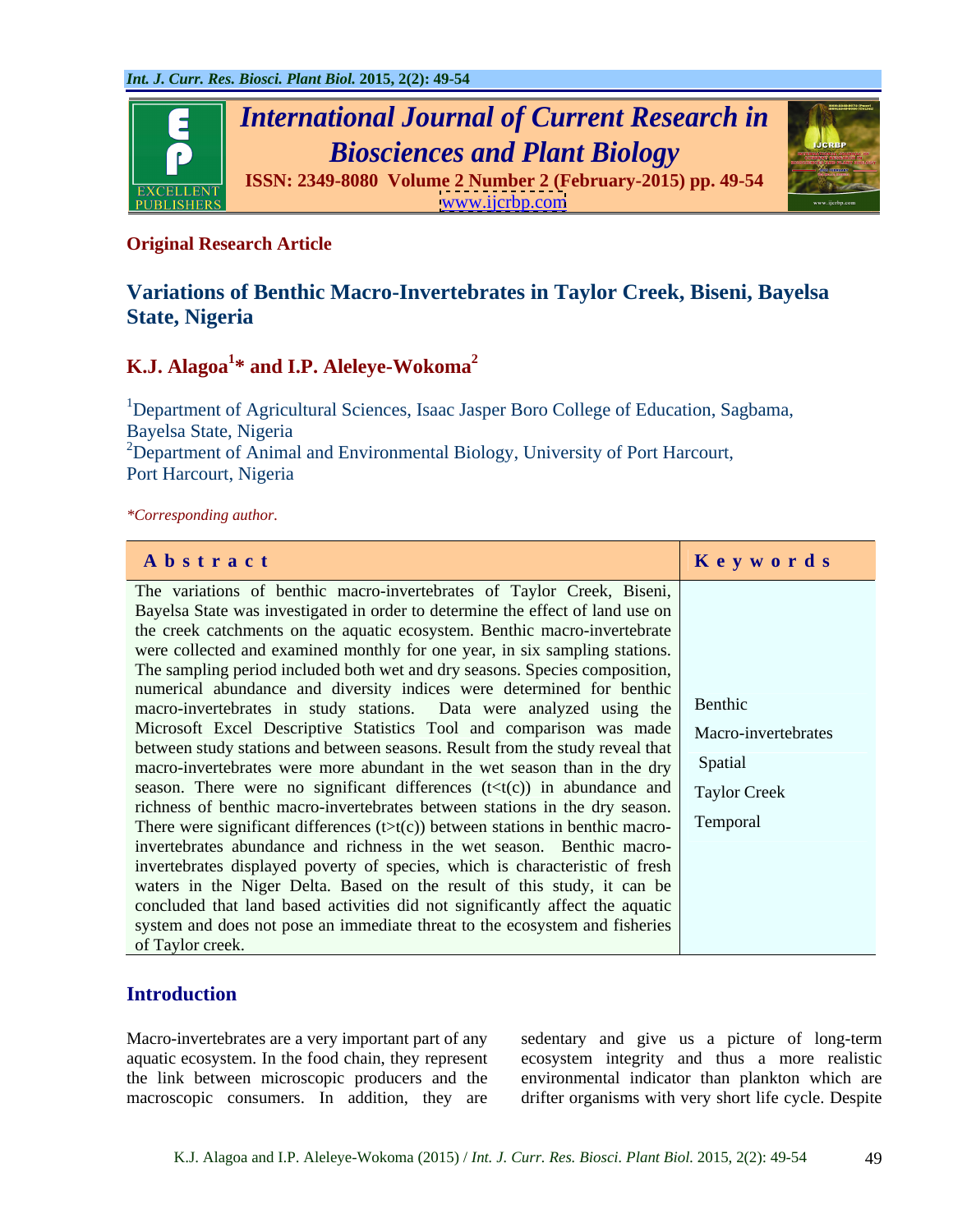**Original Research Article**

# Variations of Benthic Macro-Invertebrates in Taylor Creek, Biseni, Bayelsa State, Nigeria

**K.J. Alagoa[1]* and I.P. Aleleye-Wokoma[2]**

[1]Department of Agricultural Sciences, Isaac Jasper Boro College of Education, Sagbama, Bayelsa State, Nigeria

[2]Department of Animal and Environmental Biology, University of Port Harcourt, Port Harcourt, Nigeria

*Corresponding author.

## Abstract

The variations of benthic macro-invertebrates of Taylor Creek, Biseni, Bayelsa State was investigated in order to determine the effect of land use on the creek catchments on the aquatic ecosystem. Benthic macro-invertebrate were collected and examined monthly for one year, in six sampling stations. The sampling period included both wet and dry seasons. Species composition, numerical abundance and diversity indices were determined for benthic macro-invertebrates in study stations. Data were analyzed using the Microsoft Excel Descriptive Statistics Tool and comparison was made between study stations and between seasons. Result from the study reveal that macro-invertebrates were more abundant in the wet season than in the dry season. There were no significant differences ($t<t(c)$) in abundance and richness of benthic macro-invertebrates between stations in the dry season. There were significant differences ($t>t(c)$) between stations in benthic macro-invertebrates abundance and richness in the wet season. Benthic macro-invertebrates displayed poverty of species, which is characteristic of fresh waters in the Niger Delta. Based on the result of this study, it can be concluded that land based activities did not significantly affect the aquatic system and does not pose an immediate threat to the ecosystem and fisheries of Taylor creek.

## Keywords

Benthic

Macro-invertebrates

Spatial

Taylor Creek

Temporal

## Introduction

Macro-invertebrates are a very important part of any aquatic ecosystem. In the food chain, they represent the link between microscopic producers and the macroscopic consumers. In addition, they are sedentary and give us a picture of long-term ecosystem integrity and thus a more realistic environmental indicator than plankton which are drifter organisms with very short life cycle. Despite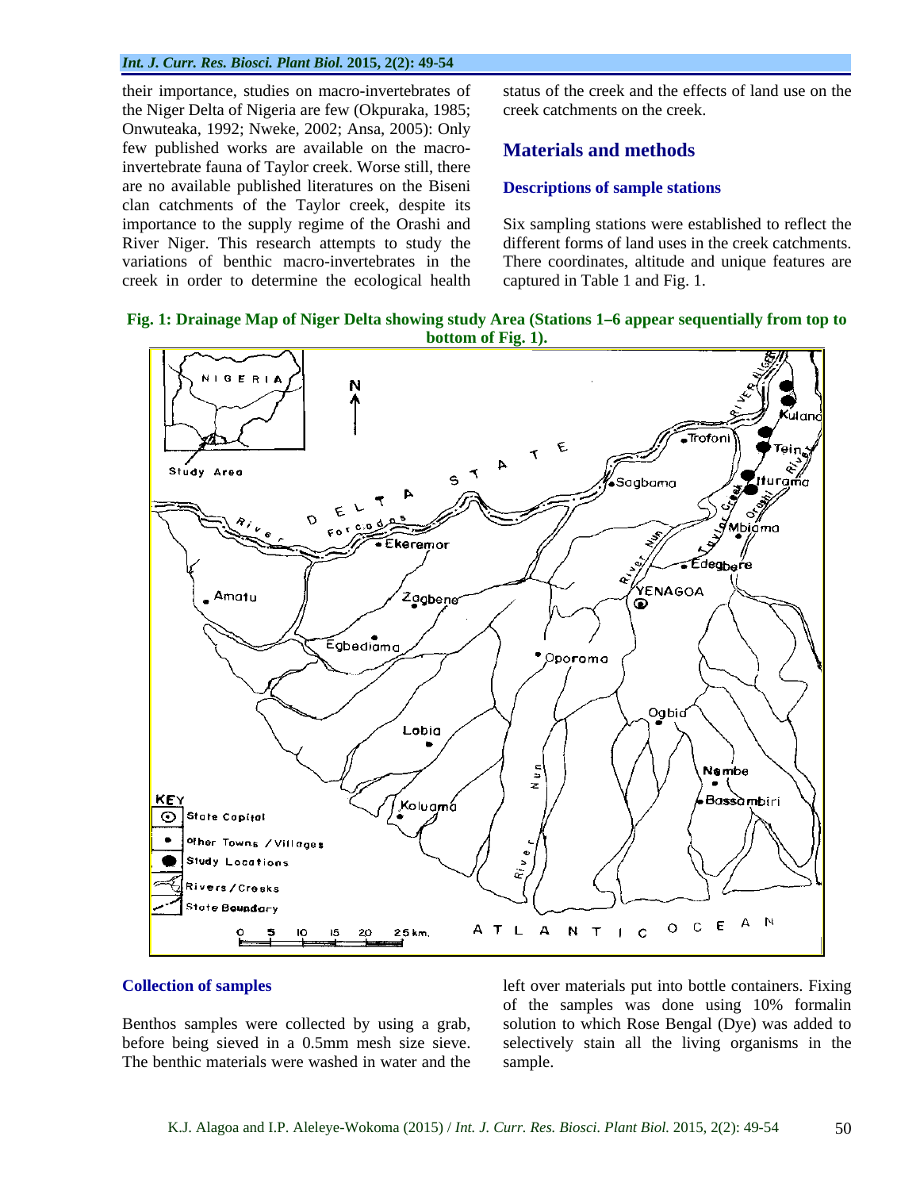their importance, studies on macro-invertebrates of the Niger Delta of Nigeria are few (Okpuraka, 1985; Onwuteaka, 1992; Nweke, 2002; Ansa, 2005): Only few published works are available on the macro-invertebrate fauna of Taylor creek. Worse still, there are no available published literatures on the Biseni clan catchments of the Taylor creek, despite its importance to the supply regime of the Orashi and River Niger. This research attempts to study the variations of benthic macro-invertebrates in the creek in order to determine the ecological health status of the creek and the effects of land use on the creek catchments on the creek.

## Materials and methods

### Descriptions of sample stations

Six sampling stations were established to reflect the different forms of land uses in the creek catchments. There coordinates, altitude and unique features are captured in Table 1 and Fig. 1.

**Fig. 1: Drainage Map of Niger Delta showing study Area (Stations 1–6 appear sequentially from top to bottom of Fig. 1).**

### Collection of samples

Benthos samples were collected by using a grab, before being sieved in a 0.5mm mesh size sieve. The benthic materials were washed in water and the left over materials put into bottle containers. Fixing of the samples was done using 10% formalin solution to which Rose Bengal (Dye) was added to selectively stain all the living organisms in the sample.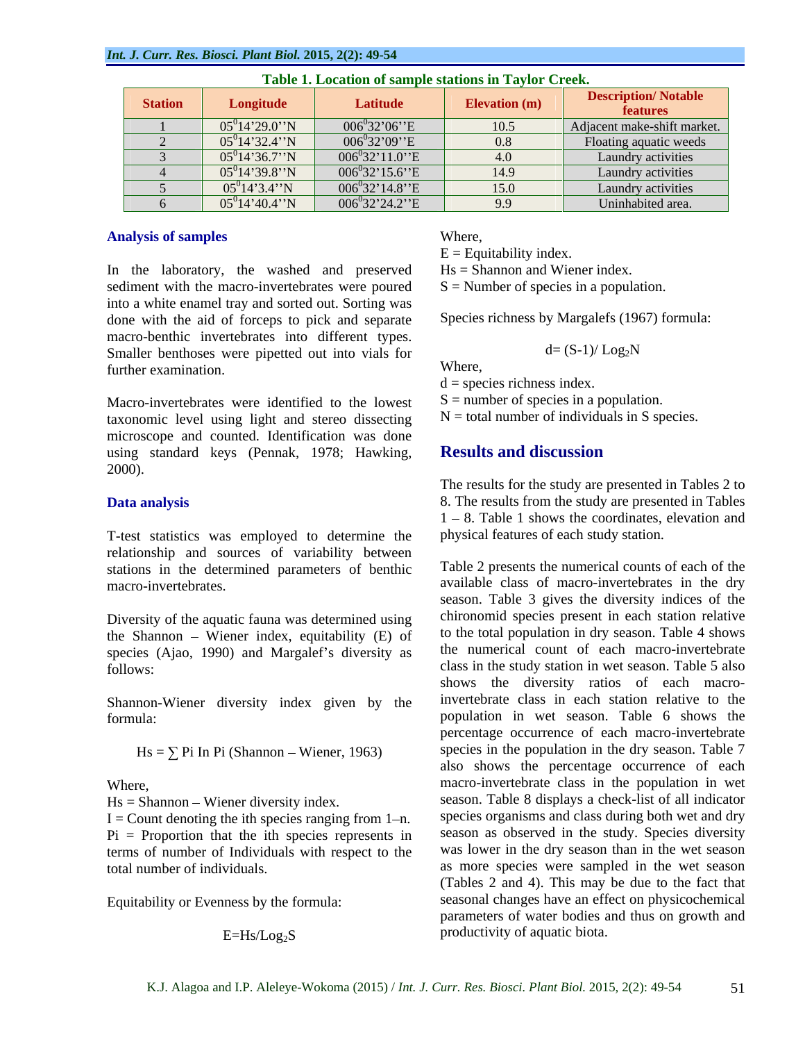**Table 1. Location of sample stations in Taylor Creek.**

| Station | Longitude | Latitude | Elevation (m) | Description/ Notable features |
|---|---|---|---|---|
| 1 | $05^0$14'29.0''N | $006^0$32'06''E | 10.5 | Adjacent make-shift market. |
| 2 | $05^0$14'32.4''N | $006^0$32'09''E | 0.8 | Floating aquatic weeds |
| 3 | $05^0$14'36.7''N | $006^0$32'11.0''E | 4.0 | Laundry activities |
| 4 | $05^0$14'39.8''N | $006^0$32'15.6''E | 14.9 | Laundry activities |
| 5 | $05^0$14'3.4''N | $006^0$32'14.8''E | 15.0 | Laundry activities |
| 6 | $05^0$14'40.4''N | $006^0$32'24.2''E | 9.9 | Uninhabited area. |

### Analysis of samples

In the laboratory, the washed and preserved sediment with the macro-invertebrates were poured into a white enamel tray and sorted out. Sorting was done with the aid of forceps to pick and separate macro-benthic invertebrates into different types. Smaller benthoses were pipetted out into vials for further examination.

Macro-invertebrates were identified to the lowest taxonomic level using light and stereo dissecting microscope and counted. Identification was done using standard keys (Pennak, 1978; Hawking, 2000).

### Data analysis

T-test statistics was employed to determine the relationship and sources of variability between stations in the determined parameters of benthic macro-invertebrates.

Diversity of the aquatic fauna was determined using the Shannon – Wiener index, equitability (E) of species (Ajao, 1990) and Margalef's diversity as follows:

Shannon-Wiener diversity index given by the formula:

$$Hs = \sum Pi \ In \ Pi \text{ (Shannon – Wiener, 1963)}$$

Where,
Hs = Shannon – Wiener diversity index.
I = Count denoting the ith species ranging from 1–n.
Pi = Proportion that the ith species represents in terms of number of Individuals with respect to the total number of individuals.

Equitability or Evenness by the formula:

$$E=Hs/Log_2S$$

Where,
E = Equitability index.
Hs = Shannon and Wiener index.
S = Number of species in a population.

Species richness by Margalefs (1967) formula:

$$d= (S-1)/ Log_2N$$

Where,
d = species richness index.
S = number of species in a population.
N = total number of individuals in S species.

## Results and discussion

The results for the study are presented in Tables 2 to 8. The results from the study are presented in Tables 1 – 8. Table 1 shows the coordinates, elevation and physical features of each study station.

Table 2 presents the numerical counts of each of the available class of macro-invertebrates in the dry season. Table 3 gives the diversity indices of the chironomid species present in each station relative to the total population in dry season. Table 4 shows the numerical count of each macro-invertebrate class in the study station in wet season. Table 5 also shows the diversity ratios of each macro-invertebrate class in each station relative to the population in wet season. Table 6 shows the percentage occurrence of each macro-invertebrate species in the population in the dry season. Table 7 also shows the percentage occurrence of each macro-invertebrate class in the population in wet season. Table 8 displays a check-list of all indicator species organisms and class during both wet and dry season as observed in the study. Species diversity was lower in the dry season than in the wet season as more species were sampled in the wet season (Tables 2 and 4). This may be due to the fact that seasonal changes have an effect on physicochemical parameters of water bodies and thus on growth and productivity of aquatic biota.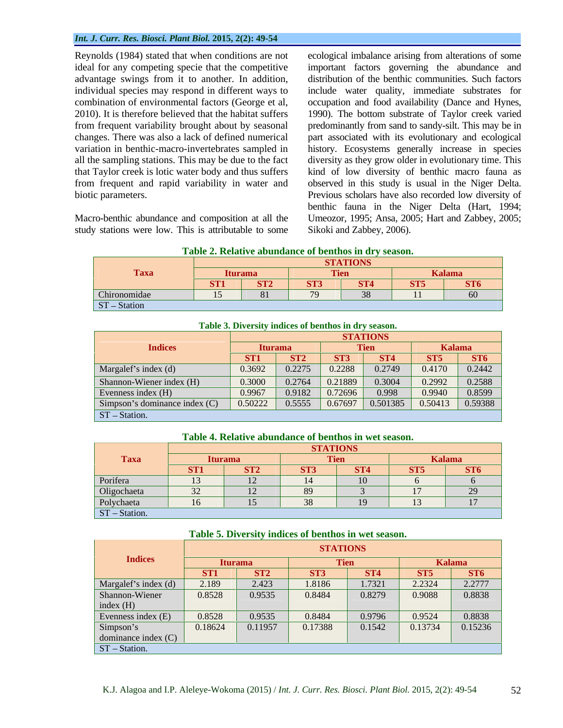Reynolds (1984) stated that when conditions are not ideal for any competing specie that the competitive advantage swings from it to another. In addition, individual species may respond in different ways to combination of environmental factors (George et al, 2010). It is therefore believed that the habitat suffers from frequent variability brought about by seasonal changes. There was also a lack of defined numerical variation in benthic-macro-invertebrates sampled in all the sampling stations. This may be due to the fact that Taylor creek is lotic water body and thus suffers from frequent and rapid variability in water and biotic parameters.

Macro-benthic abundance and composition at all the study stations were low. This is attributable to some ecological imbalance arising from alterations of some important factors governing the abundance and distribution of the benthic communities. Such factors include water quality, immediate substrates for occupation and food availability (Dance and Hynes, 1990). The bottom substrate of Taylor creek varied predominantly from sand to sandy-silt. This may be in part associated with its evolutionary and ecological history. Ecosystems generally increase in species diversity as they grow older in evolutionary time. This kind of low diversity of benthic macro fauna as observed in this study is usual in the Niger Delta. Previous scholars have also recorded low diversity of benthic fauna in the Niger Delta (Hart, 1994; Umeozor, 1995; Ansa, 2005; Hart and Zabbey, 2005; Sikoki and Zabbey, 2006).

**Table 2. Relative abundance of benthos in dry season.**

| Taxa | STATIONS | | | | | |
|---|---|---|---|---|---|---|
| | Iturama | | Tien | | Kalama | |
| | ST1 | ST2 | ST3 | ST4 | ST5 | ST6 |
| Chironomidae | 15 | 81 | 79 | 38 | 11 | 60 |

ST – Station

**Table 3. Diversity indices of benthos in dry season.**

| Indices | STATIONS | | | | | |
|---|---|---|---|---|---|---|
| | Iturama | | Tien | | Kalama | |
| | ST1 | ST2 | ST3 | ST4 | ST5 | ST6 |
| Margalef's index (d) | 0.3692 | 0.2275 | 0.2288 | 0.2749 | 0.4170 | 0.2442 |
| Shannon-Wiener index (H) | 0.3000 | 0.2764 | 0.21889 | 0.3004 | 0.2992 | 0.2588 |
| Evenness index (H) | 0.9967 | 0.9182 | 0.72696 | 0.998 | 0.9940 | 0.8599 |
| Simpson's dominance index (C) | 0.50222 | 0.5555 | 0.67697 | 0.501385 | 0.50413 | 0.59388 |

ST – Station.

**Table 4. Relative abundance of benthos in wet season.**

| Taxa | STATIONS | | | | | |
|---|---|---|---|---|---|---|
| | Iturama | | Tien | | Kalama | |
| | ST1 | ST2 | ST3 | ST4 | ST5 | ST6 |
| Porifera | 13 | 12 | 14 | 10 | 6 | 6 |
| Oligochaeta | 32 | 12 | 89 | 3 | 17 | 29 |
| Polychaeta | 16 | 15 | 38 | 19 | 13 | 17 |

ST – Station.

**Table 5. Diversity indices of benthos in wet season.**

| Indices | STATIONS | | | | | |
|---|---|---|---|---|---|---|
| | Iturama | | Tien | | Kalama | |
| | ST1 | ST2 | ST3 | ST4 | ST5 | ST6 |
| Margalef's index (d) | 2.189 | 2.423 | 1.8186 | 1.7321 | 2.2324 | 2.2777 |
| Shannon-Wiener index (H) | 0.8528 | 0.9535 | 0.8484 | 0.8279 | 0.9088 | 0.8838 |
| Evenness index (E) | 0.8528 | 0.9535 | 0.8484 | 0.9796 | 0.9524 | 0.8838 |
| Simpson's dominance index (C) | 0.18624 | 0.11957 | 0.17388 | 0.1542 | 0.13734 | 0.15236 |

ST – Station.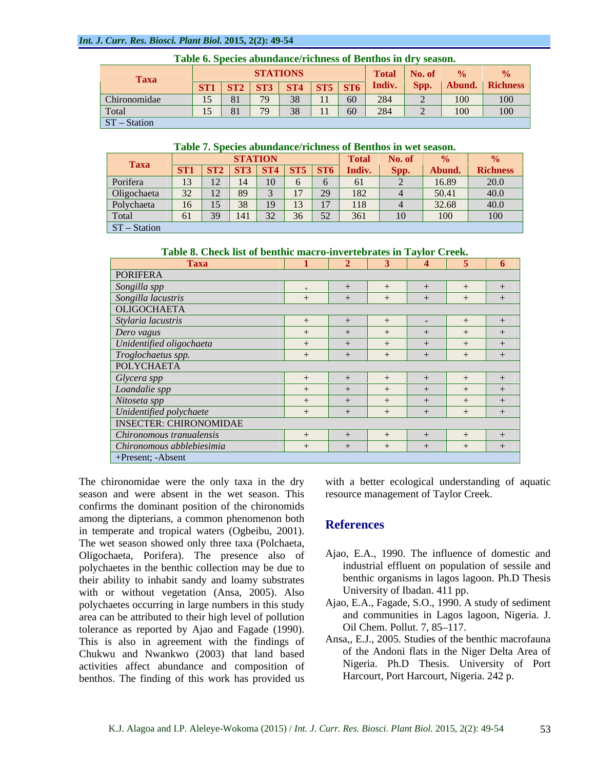**Table 6. Species abundance/richness of Benthos in dry season.**

| Taxa | STATIONS | | | | | | Total Indiv. | No. of Spp. | % Abund. | % Richness |
|---|---|---|---|---|---|---|---|---|---|---|
| | ST1 | ST2 | ST3 | ST4 | ST5 | ST6 | | | | |
| Chironomidae | 15 | 81 | 79 | 38 | 11 | 60 | 284 | 2 | 100 | 100 |
| Total | 15 | 81 | 79 | 38 | 11 | 60 | 284 | 2 | 100 | 100 |

ST – Station

**Table 7. Species abundance/richness of Benthos in wet season.**

| Taxa | STATION | | | | | | Total Indiv. | No. of Spp. | % Abund. | % Richness |
|---|---|---|---|---|---|---|---|---|---|---|
| | ST1 | ST2 | ST3 | ST4 | ST5 | ST6 | | | | |
| Porifera | 13 | 12 | 14 | 10 | 6 | 6 | 61 | 2 | 16.89 | 20.0 |
| Oligochaeta | 32 | 12 | 89 | 3 | 17 | 29 | 182 | 4 | 50.41 | 40.0 |
| Polychaeta | 16 | 15 | 38 | 19 | 13 | 17 | 118 | 4 | 32.68 | 40.0 |
| Total | 61 | 39 | 141 | 32 | 36 | 52 | 361 | 10 | 100 | 100 |

ST – Station

**Table 8. Check list of benthic macro-invertebrates in Taylor Creek.**

| Taxa | 1 | 2 | 3 | 4 | 5 | 6 |
|---|---|---|---|---|---|---|
| PORIFERA | | | | | | |
| *Songilla spp* | + | + | + | + | + | + |
| *Songilla lacustris* | + | + | + | + | + | + |
| OLIGOCHAETA | | | | | | |
| *Stylaria lacustris* | + | + | + | - | + | + |
| *Dero vagus* | + | + | + | + | + | + |
| *Unidentified oligochaeta* | + | + | + | + | + | + |
| *Troglochaetus spp.* | + | + | + | + | + | + |
| POLYCHAETA | | | | | | |
| *Glycera spp* | + | + | + | + | + | + |
| *Loandalie spp* | + | + | + | + | + | + |
| *Nitoseta spp* | + | + | + | + | + | + |
| *Unidentified polychaete* | + | + | + | + | + | + |
| INSECTER: CHIRONOMIDAE | | | | | | |
| *Chironomous tranualensis* | + | + | + | + | + | + |
| *Chironomous abblebiesimia* | + | + | + | + | + | + |

+Present; -Absent

The chironomidae were the only taxa in the dry season and were absent in the wet season. This confirms the dominant position of the chironomids among the dipterians, a common phenomenon both in temperate and tropical waters (Ogbeibu, 2001). The wet season showed only three taxa (Polchaeta, Oligochaeta, Porifera). The presence also of polychaetes in the benthic collection may be due to their ability to inhabit sandy and loamy substrates with or without vegetation (Ansa, 2005). Also polychaetes occurring in large numbers in this study area can be attributed to their high level of pollution tolerance as reported by Ajao and Fagade (1990). This is also in agreement with the findings of Chukwu and Nwankwo (2003) that land based activities affect abundance and composition of benthos. The finding of this work has provided us with a better ecological understanding of aquatic resource management of Taylor Creek.

## References

Ajao, E.A., 1990. The influence of domestic and industrial effluent on population of sessile and benthic organisms in lagos lagoon. Ph.D Thesis University of Ibadan. 411 pp.

Ajao, E.A., Fagade, S.O., 1990. A study of sediment and communities in Lagos lagoon, Nigeria. J. Oil Chem. Pollut. 7, 85–117.

Ansa,, E.J., 2005. Studies of the benthic macrofauna of the Andoni flats in the Niger Delta Area of Nigeria. Ph.D Thesis. University of Port Harcourt, Port Harcourt, Nigeria. 242 p.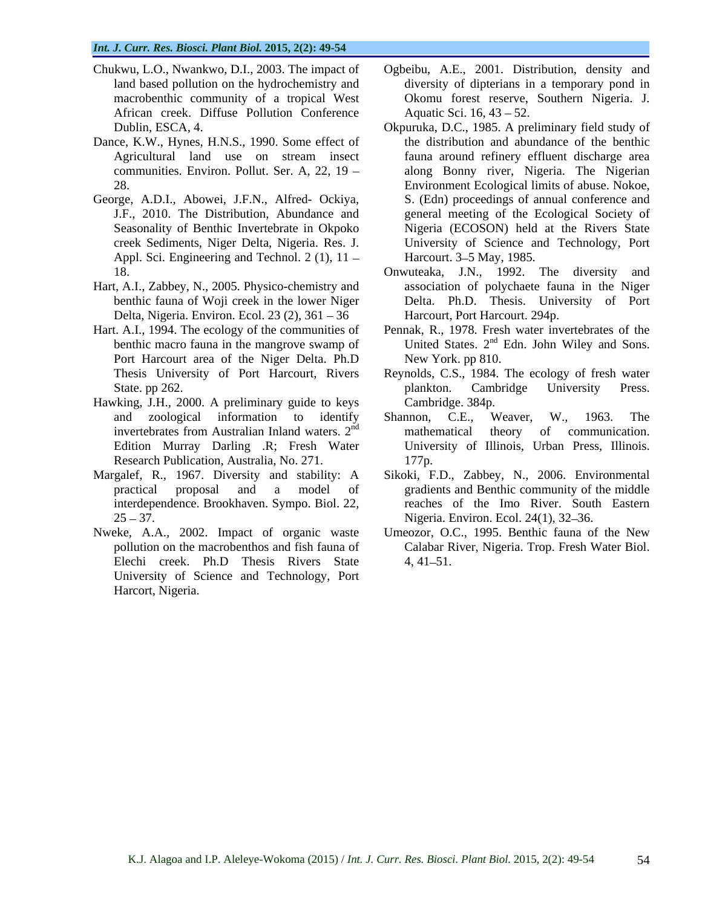Chukwu, L.O., Nwankwo, D.I., 2003. The impact of land based pollution on the hydrochemistry and macrobenthic community of a tropical West African creek. Diffuse Pollution Conference Dublin, ESCA, 4.

Dance, K.W., Hynes, H.N.S., 1990. Some effect of Agricultural land use on stream insect communities. Environ. Pollut. Ser. A, 22, 19 – 28.

George, A.D.I., Abowei, J.F.N., Alfred- Ockiya, J.F., 2010. The Distribution, Abundance and Seasonality of Benthic Invertebrate in Okpoko creek Sediments, Niger Delta, Nigeria. Res. J. Appl. Sci. Engineering and Technol. 2 (1), 11 – 18.

Hart, A.I., Zabbey, N., 2005. Physico-chemistry and benthic fauna of Woji creek in the lower Niger Delta, Nigeria. Environ. Ecol. 23 (2), 361 – 36

Hart. A.I., 1994. The ecology of the communities of benthic macro fauna in the mangrove swamp of Port Harcourt area of the Niger Delta. Ph.D Thesis University of Port Harcourt, Rivers State. pp 262.

Hawking, J.H., 2000. A preliminary guide to keys and zoological information to identify invertebrates from Australian Inland waters. 2nd Edition Murray Darling .R; Fresh Water Research Publication, Australia, No. 271.

Margalef, R., 1967. Diversity and stability: A practical proposal and a model of interdependence. Brookhaven. Sympo. Biol. 22, 25 – 37.

Nweke, A.A., 2002. Impact of organic waste pollution on the macrobenthos and fish fauna of Elechi creek. Ph.D Thesis Rivers State University of Science and Technology, Port Harcort, Nigeria.

Ogbeibu, A.E., 2001. Distribution, density and diversity of dipterians in a temporary pond in Okomu forest reserve, Southern Nigeria. J. Aquatic Sci. 16, 43 – 52.

Okpuruka, D.C., 1985. A preliminary field study of the distribution and abundance of the benthic fauna around refinery effluent discharge area along Bonny river, Nigeria. The Nigerian Environment Ecological limits of abuse. Nokoe, S. (Edn) proceedings of annual conference and general meeting of the Ecological Society of Nigeria (ECOSON) held at the Rivers State University of Science and Technology, Port Harcourt. 3–5 May, 1985.

Onwuteaka, J.N., 1992. The diversity and association of polychaete fauna in the Niger Delta. Ph.D. Thesis. University of Port Harcourt, Port Harcourt. 294p.

Pennak, R., 1978. Fresh water invertebrates of the United States. 2nd Edn. John Wiley and Sons. New York. pp 810.

Reynolds, C.S., 1984. The ecology of fresh water plankton. Cambridge University Press. Cambridge. 384p.

Shannon, C.E., Weaver, W., 1963. The mathematical theory of communication. University of Illinois, Urban Press, Illinois. 177p.

Sikoki, F.D., Zabbey, N., 2006. Environmental gradients and Benthic community of the middle reaches of the Imo River. South Eastern Nigeria. Environ. Ecol. 24(1), 32–36.

Umeozor, O.C., 1995. Benthic fauna of the New Calabar River, Nigeria. Trop. Fresh Water Biol. 4, 41–51.